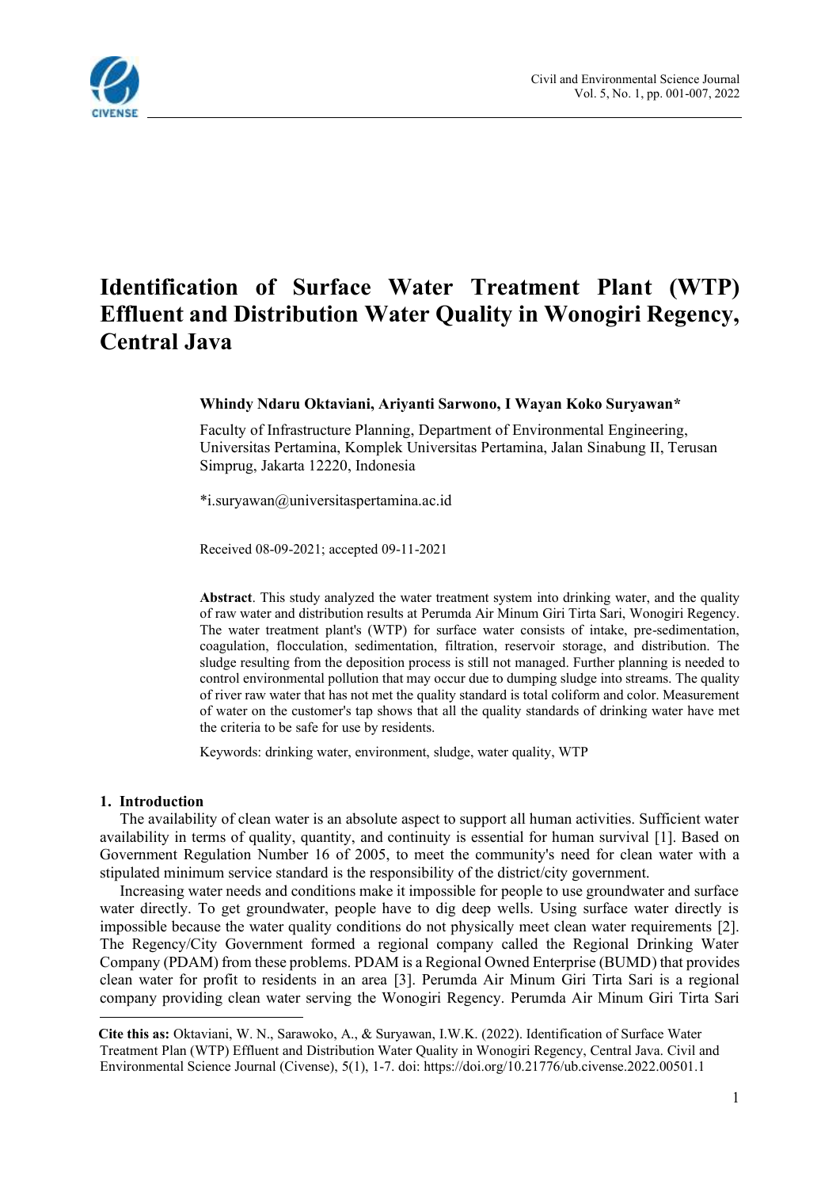# Identification of Surface Water Treatment Plant (WTP) Effluent and Distribution Water Quality in Wonogiri Regency, Central Java

**Whindy Ndaru Oktaviani, Ariyanti Sarwono, I Wayan Koko Suryawan***

Faculty of Infrastructure Planning, Department of Environmental Engineering, Universitas Pertamina, Komplek Universitas Pertamina, Jalan Sinabung II, Terusan Simprug, Jakarta 12220, Indonesia

*i.suryawan@universitaspertamina.ac.id

Received 08-09-2021; accepted 09-11-2021

**Abstract**. This study analyzed the water treatment system into drinking water, and the quality of raw water and distribution results at Perumda Air Minum Giri Tirta Sari, Wonogiri Regency. The water treatment plant's (WTP) for surface water consists of intake, pre-sedimentation, coagulation, flocculation, sedimentation, filtration, reservoir storage, and distribution. The sludge resulting from the deposition process is still not managed. Further planning is needed to control environmental pollution that may occur due to dumping sludge into streams. The quality of river raw water that has not met the quality standard is total coliform and color. Measurement of water on the customer's tap shows that all the quality standards of drinking water have met the criteria to be safe for use by residents.

Keywords: drinking water, environment, sludge, water quality, WTP

## 1. Introduction

The availability of clean water is an absolute aspect to support all human activities. Sufficient water availability in terms of quality, quantity, and continuity is essential for human survival [1]. Based on Government Regulation Number 16 of 2005, to meet the community's need for clean water with a stipulated minimum service standard is the responsibility of the district/city government.

Increasing water needs and conditions make it impossible for people to use groundwater and surface water directly. To get groundwater, people have to dig deep wells. Using surface water directly is impossible because the water quality conditions do not physically meet clean water requirements [2]. The Regency/City Government formed a regional company called the Regional Drinking Water Company (PDAM) from these problems. PDAM is a Regional Owned Enterprise (BUMD) that provides clean water for profit to residents in an area [3]. Perumda Air Minum Giri Tirta Sari is a regional company providing clean water serving the Wonogiri Regency. Perumda Air Minum Giri Tirta Sari

---

**Cite this as:** Oktaviani, W. N., Sarawoko, A., & Suryawan, I.W.K. (2022). Identification of Surface Water Treatment Plan (WTP) Effluent and Distribution Water Quality in Wonogiri Regency, Central Java. Civil and Environmental Science Journal (Civense), 5(1), 1-7. doi: https://doi.org/10.21776/ub.civense.2022.00501.1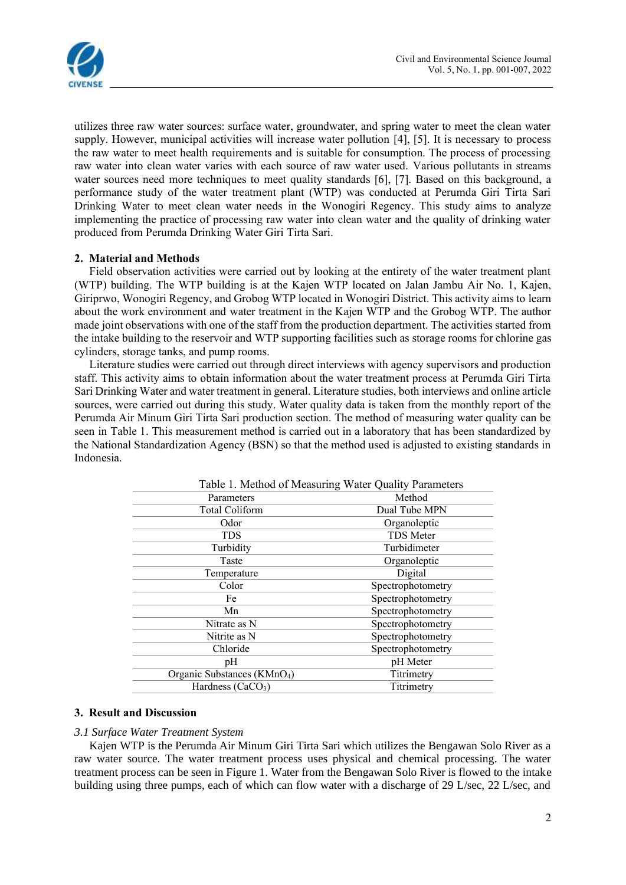utilizes three raw water sources: surface water, groundwater, and spring water to meet the clean water supply. However, municipal activities will increase water pollution [4], [5]. It is necessary to process the raw water to meet health requirements and is suitable for consumption. The process of processing raw water into clean water varies with each source of raw water used. Various pollutants in streams water sources need more techniques to meet quality standards [6], [7]. Based on this background, a performance study of the water treatment plant (WTP) was conducted at Perumda Giri Tirta Sari Drinking Water to meet clean water needs in the Wonogiri Regency. This study aims to analyze implementing the practice of processing raw water into clean water and the quality of drinking water produced from Perumda Drinking Water Giri Tirta Sari.

## 2. Material and Methods

Field observation activities were carried out by looking at the entirety of the water treatment plant (WTP) building. The WTP building is at the Kajen WTP located on Jalan Jambu Air No. 1, Kajen, Giriprwo, Wonogiri Regency, and Grobog WTP located in Wonogiri District. This activity aims to learn about the work environment and water treatment in the Kajen WTP and the Grobog WTP. The author made joint observations with one of the staff from the production department. The activities started from the intake building to the reservoir and WTP supporting facilities such as storage rooms for chlorine gas cylinders, storage tanks, and pump rooms.

Literature studies were carried out through direct interviews with agency supervisors and production staff. This activity aims to obtain information about the water treatment process at Perumda Giri Tirta Sari Drinking Water and water treatment in general. Literature studies, both interviews and online article sources, were carried out during this study. Water quality data is taken from the monthly report of the Perumda Air Minum Giri Tirta Sari production section. The method of measuring water quality can be seen in Table 1. This measurement method is carried out in a laboratory that has been standardized by the National Standardization Agency (BSN) so that the method used is adjusted to existing standards in Indonesia.

Table 1. Method of Measuring Water Quality Parameters

| Parameters | Method |
|---|---|
| Total Coliform | Dual Tube MPN |
| Odor | Organoleptic |
| TDS | TDS Meter |
| Turbidity | Turbidimeter |
| Taste | Organoleptic |
| Temperature | Digital |
| Color | Spectrophotometry |
| Fe | Spectrophotometry |
| Mn | Spectrophotometry |
| Nitrate as N | Spectrophotometry |
| Nitrite as N | Spectrophotometry |
| Chloride | Spectrophotometry |
| pH | pH Meter |
| Organic Substances ($KMnO_4$) | Titrimetry |
| Hardness ($CaCO_3$) | Titrimetry |

## 3. Result and Discussion

### *3.1 Surface Water Treatment System*

Kajen WTP is the Perumda Air Minum Giri Tirta Sari which utilizes the Bengawan Solo River as a raw water source. The water treatment process uses physical and chemical processing. The water treatment process can be seen in Figure 1. Water from the Bengawan Solo River is flowed to the intake building using three pumps, each of which can flow water with a discharge of 29 L/sec, 22 L/sec, and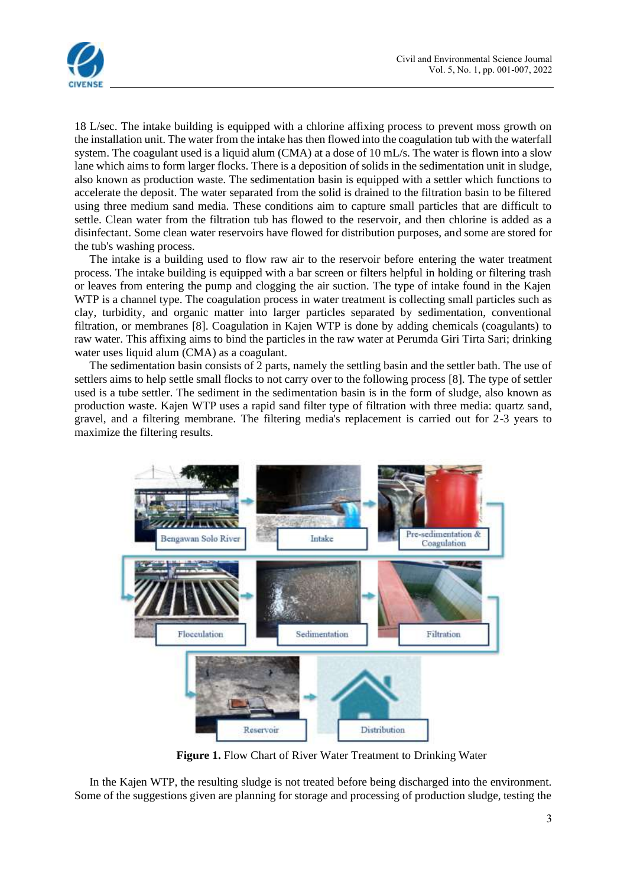18 L/sec. The intake building is equipped with a chlorine affixing process to prevent moss growth on the installation unit. The water from the intake has then flowed into the coagulation tub with the waterfall system. The coagulant used is a liquid alum (CMA) at a dose of 10 mL/s. The water is flown into a slow lane which aims to form larger flocks. There is a deposition of solids in the sedimentation unit in sludge, also known as production waste. The sedimentation basin is equipped with a settler which functions to accelerate the deposit. The water separated from the solid is drained to the filtration basin to be filtered using three medium sand media. These conditions aim to capture small particles that are difficult to settle. Clean water from the filtration tub has flowed to the reservoir, and then chlorine is added as a disinfectant. Some clean water reservoirs have flowed for distribution purposes, and some are stored for the tub's washing process.

The intake is a building used to flow raw air to the reservoir before entering the water treatment process. The intake building is equipped with a bar screen or filters helpful in holding or filtering trash or leaves from entering the pump and clogging the air suction. The type of intake found in the Kajen WTP is a channel type. The coagulation process in water treatment is collecting small particles such as clay, turbidity, and organic matter into larger particles separated by sedimentation, conventional filtration, or membranes [8]. Coagulation in Kajen WTP is done by adding chemicals (coagulants) to raw water. This affixing aims to bind the particles in the raw water at Perumda Giri Tirta Sari; drinking water uses liquid alum (CMA) as a coagulant.

The sedimentation basin consists of 2 parts, namely the settling basin and the settler bath. The use of settlers aims to help settle small flocks to not carry over to the following process [8]. The type of settler used is a tube settler. The sediment in the sedimentation basin is in the form of sludge, also known as production waste. Kajen WTP uses a rapid sand filter type of filtration with three media: quartz sand, gravel, and a filtering membrane. The filtering media's replacement is carried out for 2-3 years to maximize the filtering results.

Bengawan Solo River → Intake → Pre-sedimentation & Coagulation → Flocculation → Sedimentation → Filtration → Reservoir → Distribution

**Figure 1.** Flow Chart of River Water Treatment to Drinking Water

In the Kajen WTP, the resulting sludge is not treated before being discharged into the environment. Some of the suggestions given are planning for storage and processing of production sludge, testing the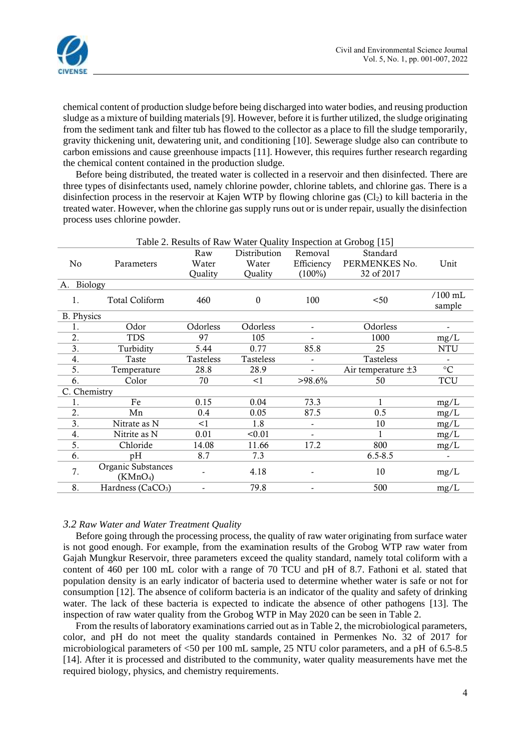chemical content of production sludge before being discharged into water bodies, and reusing production sludge as a mixture of building materials [9]. However, before it is further utilized, the sludge originating from the sediment tank and filter tub has flowed to the collector as a place to fill the sludge temporarily, gravity thickening unit, dewatering unit, and conditioning [10]. Sewerage sludge also can contribute to carbon emissions and cause greenhouse impacts [11]. However, this requires further research regarding the chemical content contained in the production sludge.

Before being distributed, the treated water is collected in a reservoir and then disinfected. There are three types of disinfectants used, namely chlorine powder, chlorine tablets, and chlorine gas. There is a disinfection process in the reservoir at Kajen WTP by flowing chlorine gas ($Cl_2$) to kill bacteria in the treated water. However, when the chlorine gas supply runs out or is under repair, usually the disinfection process uses chlorine powder.

Table 2. Results of Raw Water Quality Inspection at Grobog [15]

| No | Parameters | Raw Water Quality | Distribution Water Quality | Removal Efficiency (100%) | Standard PERMENKES No. 32 of 2017 | Unit |
|---|---|---|---|---|---|---|
| A. Biology | | | | | | |
| 1. | Total Coliform | 460 | 0 | 100 | <50 | /100 mL sample |
| B. Physics | | | | | | |
| 1. | Odor | Odorless | Odorless | - | Odorless | - |
| 2. | TDS | 97 | 105 | - | 1000 | mg/L |
| 3. | Turbidity | 5.44 | 0.77 | 85.8 | 25 | NTU |
| 4. | Taste | Tasteless | Tasteless | - | Tasteless | - |
| 5. | Temperature | 28.8 | 28.9 | - | Air temperature ±3 | °C |
| 6. | Color | 70 | <1 | >98.6% | 50 | TCU |
| C. Chemistry | | | | | | |
| 1. | Fe | 0.15 | 0.04 | 73.3 | 1 | mg/L |
| 2. | Mn | 0.4 | 0.05 | 87.5 | 0.5 | mg/L |
| 3. | Nitrate as N | <1 | 1.8 | - | 10 | mg/L |
| 4. | Nitrite as N | 0.01 | <0.01 | - | 1 | mg/L |
| 5. | Chloride | 14.08 | 11.66 | 17.2 | 800 | mg/L |
| 6. | pH | 8.7 | 7.3 | | 6.5-8.5 | - |
| 7. | Organic Substances ($KMnO_4$) | - | 4.18 | - | 10 | mg/L |
| 8. | Hardness ($CaCO_3$) | - | 79.8 | - | 500 | mg/L |

### *3.2 Raw Water and Water Treatment Quality*

Before going through the processing process, the quality of raw water originating from surface water is not good enough. For example, from the examination results of the Grobog WTP raw water from Gajah Mungkur Reservoir, three parameters exceed the quality standard, namely total coliform with a content of 460 per 100 mL color with a range of 70 TCU and pH of 8.7. Fathoni et al. stated that population density is an early indicator of bacteria used to determine whether water is safe or not for consumption [12]. The absence of coliform bacteria is an indicator of the quality and safety of drinking water. The lack of these bacteria is expected to indicate the absence of other pathogens [13]. The inspection of raw water quality from the Grobog WTP in May 2020 can be seen in Table 2.

From the results of laboratory examinations carried out as in Table 2, the microbiological parameters, color, and pH do not meet the quality standards contained in Permenkes No. 32 of 2017 for microbiological parameters of <50 per 100 mL sample, 25 NTU color parameters, and a pH of 6.5-8.5 [14]. After it is processed and distributed to the community, water quality measurements have met the required biology, physics, and chemistry requirements.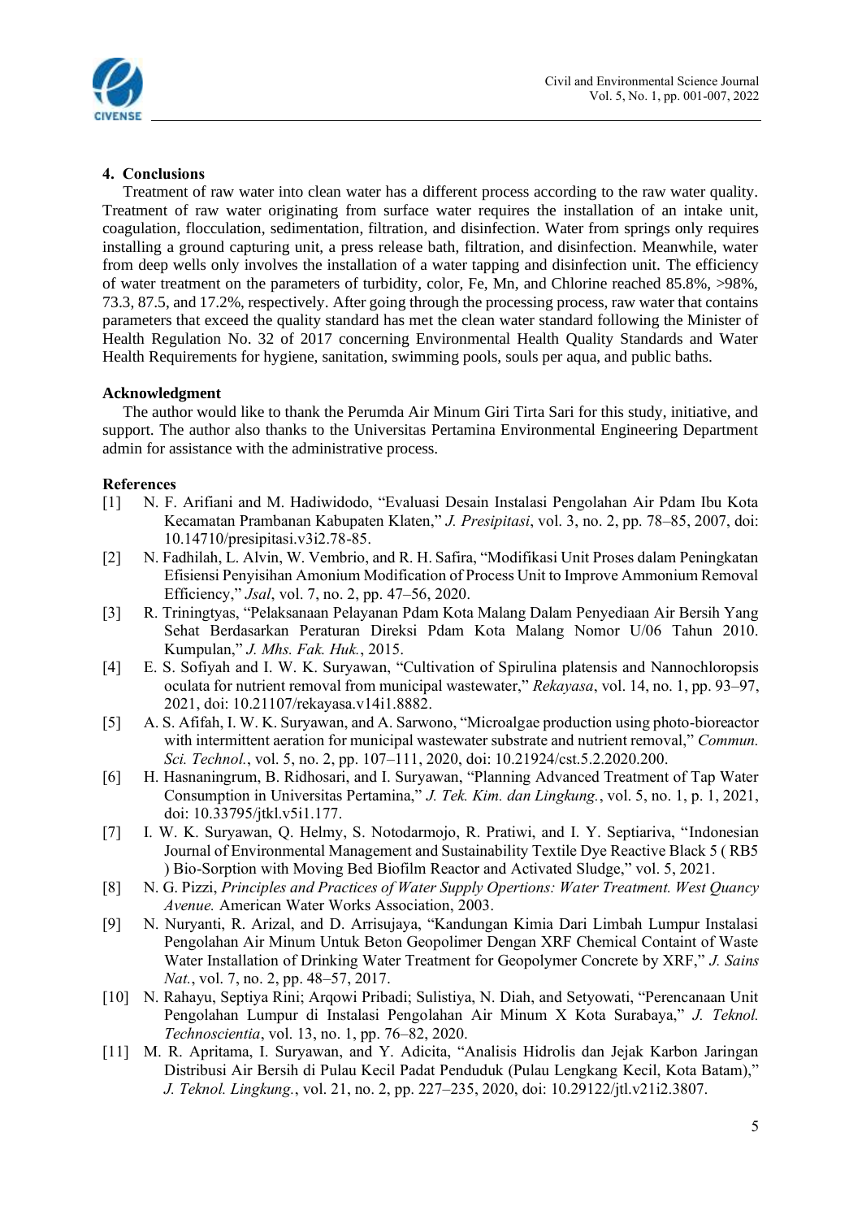## 4. Conclusions

Treatment of raw water into clean water has a different process according to the raw water quality. Treatment of raw water originating from surface water requires the installation of an intake unit, coagulation, flocculation, sedimentation, filtration, and disinfection. Water from springs only requires installing a ground capturing unit, a press release bath, filtration, and disinfection. Meanwhile, water from deep wells only involves the installation of a water tapping and disinfection unit. The efficiency of water treatment on the parameters of turbidity, color, Fe, Mn, and Chlorine reached 85.8%, >98%, 73.3, 87.5, and 17.2%, respectively. After going through the processing process, raw water that contains parameters that exceed the quality standard has met the clean water standard following the Minister of Health Regulation No. 32 of 2017 concerning Environmental Health Quality Standards and Water Health Requirements for hygiene, sanitation, swimming pools, souls per aqua, and public baths.

## Acknowledgment

The author would like to thank the Perumda Air Minum Giri Tirta Sari for this study, initiative, and support. The author also thanks to the Universitas Pertamina Environmental Engineering Department admin for assistance with the administrative process.

## References

[1] N. F. Arifiani and M. Hadiwidodo, "Evaluasi Desain Instalasi Pengolahan Air Pdam Ibu Kota Kecamatan Prambanan Kabupaten Klaten," *J. Presipitasi*, vol. 3, no. 2, pp. 78–85, 2007, doi: 10.14710/presipitasi.v3i2.78-85.

[2] N. Fadhilah, L. Alvin, W. Vembrio, and R. H. Safira, "Modifikasi Unit Proses dalam Peningkatan Efisiensi Penyisihan Amonium Modification of Process Unit to Improve Ammonium Removal Efficiency," *Jsal*, vol. 7, no. 2, pp. 47–56, 2020.

[3] R. Triningtyas, "Pelaksanaan Pelayanan Pdam Kota Malang Dalam Penyediaan Air Bersih Yang Sehat Berdasarkan Peraturan Direksi Pdam Kota Malang Nomor U/06 Tahun 2010. Kumpulan," *J. Mhs. Fak. Huk.*, 2015.

[4] E. S. Sofiyah and I. W. K. Suryawan, "Cultivation of Spirulina platensis and Nannochloropsis oculata for nutrient removal from municipal wastewater," *Rekayasa*, vol. 14, no. 1, pp. 93–97, 2021, doi: 10.21107/rekayasa.v14i1.8882.

[5] A. S. Afifah, I. W. K. Suryawan, and A. Sarwono, "Microalgae production using photo-bioreactor with intermittent aeration for municipal wastewater substrate and nutrient removal," *Commun. Sci. Technol.*, vol. 5, no. 2, pp. 107–111, 2020, doi: 10.21924/cst.5.2.2020.200.

[6] H. Hasnaningrum, B. Ridhosari, and I. Suryawan, "Planning Advanced Treatment of Tap Water Consumption in Universitas Pertamina," *J. Tek. Kim. dan Lingkung.*, vol. 5, no. 1, p. 1, 2021, doi: 10.33795/jtkl.v5i1.177.

[7] I. W. K. Suryawan, Q. Helmy, S. Notodarmojo, R. Pratiwi, and I. Y. Septiariva, "Indonesian Journal of Environmental Management and Sustainability Textile Dye Reactive Black 5 ( RB5 ) Bio-Sorption with Moving Bed Biofilm Reactor and Activated Sludge," vol. 5, 2021.

[8] N. G. Pizzi, *Principles and Practices of Water Supply Opertions: Water Treatment. West Quancy Avenue.* American Water Works Association, 2003.

[9] N. Nuryanti, R. Arizal, and D. Arrisujaya, "Kandungan Kimia Dari Limbah Lumpur Instalasi Pengolahan Air Minum Untuk Beton Geopolimer Dengan XRF Chemical Containt of Waste Water Installation of Drinking Water Treatment for Geopolymer Concrete by XRF," *J. Sains Nat.*, vol. 7, no. 2, pp. 48–57, 2017.

[10] N. Rahayu, Septiya Rini; Arqowi Pribadi; Sulistiya, N. Diah, and Setyowati, "Perencanaan Unit Pengolahan Lumpur di Instalasi Pengolahan Air Minum X Kota Surabaya," *J. Teknol. Technoscientia*, vol. 13, no. 1, pp. 76–82, 2020.

[11] M. R. Apritama, I. Suryawan, and Y. Adicita, "Analisis Hidrolis dan Jejak Karbon Jaringan Distribusi Air Bersih di Pulau Kecil Padat Penduduk (Pulau Lengkang Kecil, Kota Batam)," *J. Teknol. Lingkung.*, vol. 21, no. 2, pp. 227–235, 2020, doi: 10.29122/jtl.v21i2.3807.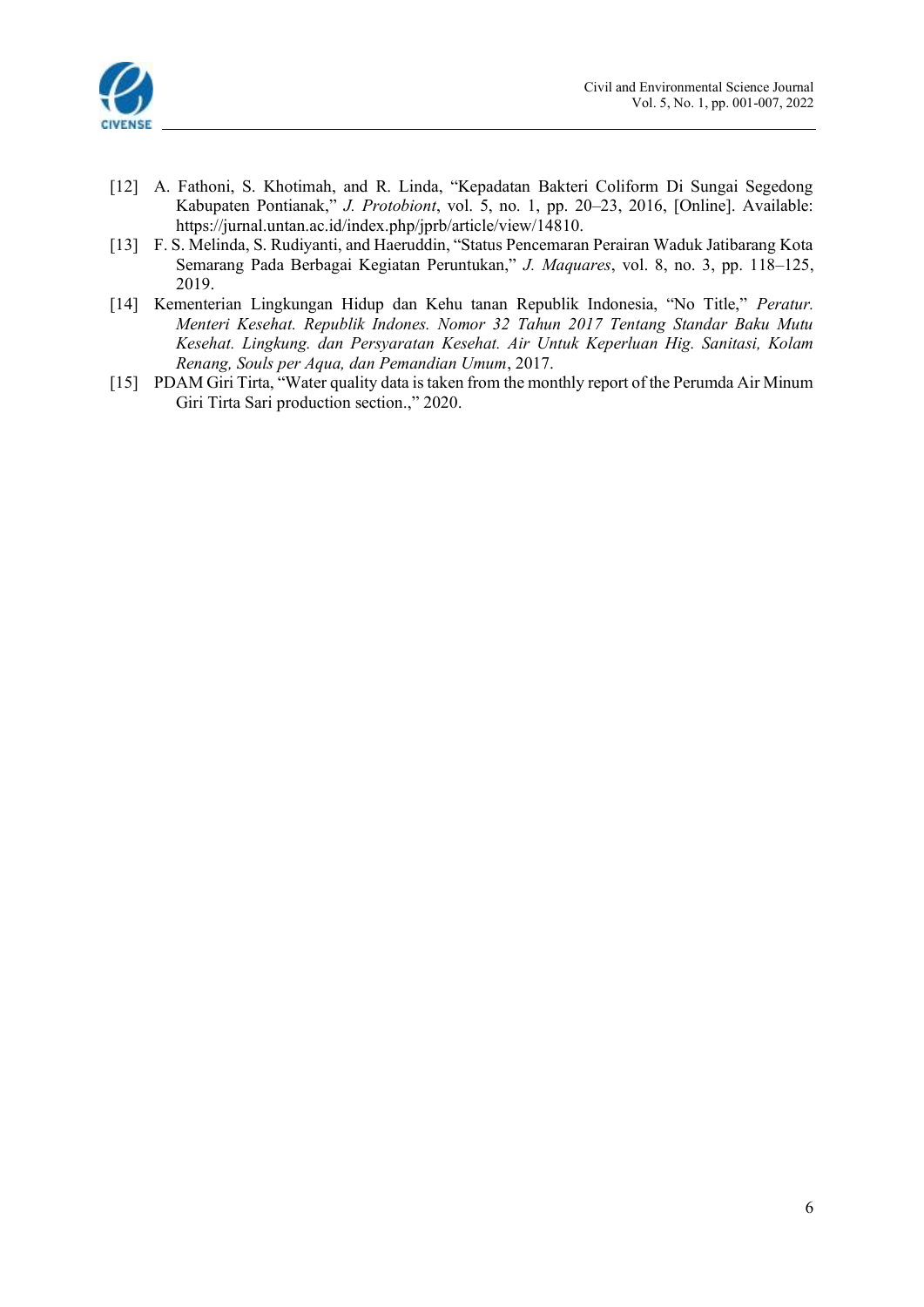[12] A. Fathoni, S. Khotimah, and R. Linda, "Kepadatan Bakteri Coliform Di Sungai Segedong Kabupaten Pontianak," *J. Protobiont*, vol. 5, no. 1, pp. 20–23, 2016, [Online]. Available: https://jurnal.untan.ac.id/index.php/jprb/article/view/14810.

[13] F. S. Melinda, S. Rudiyanti, and Haeruddin, "Status Pencemaran Perairan Waduk Jatibarang Kota Semarang Pada Berbagai Kegiatan Peruntukan," *J. Maquares*, vol. 8, no. 3, pp. 118–125, 2019.

[14] Kementerian Lingkungan Hidup dan Kehu tanan Republik Indonesia, "No Title," *Peratur. Menteri Kesehat. Republik Indones. Nomor 32 Tahun 2017 Tentang Standar Baku Mutu Kesehat. Lingkung. dan Persyaratan Kesehat. Air Untuk Keperluan Hig. Sanitasi, Kolam Renang, Souls per Aqua, dan Pemandian Umum*, 2017.

[15] PDAM Giri Tirta, "Water quality data is taken from the monthly report of the Perumda Air Minum Giri Tirta Sari production section.," 2020.